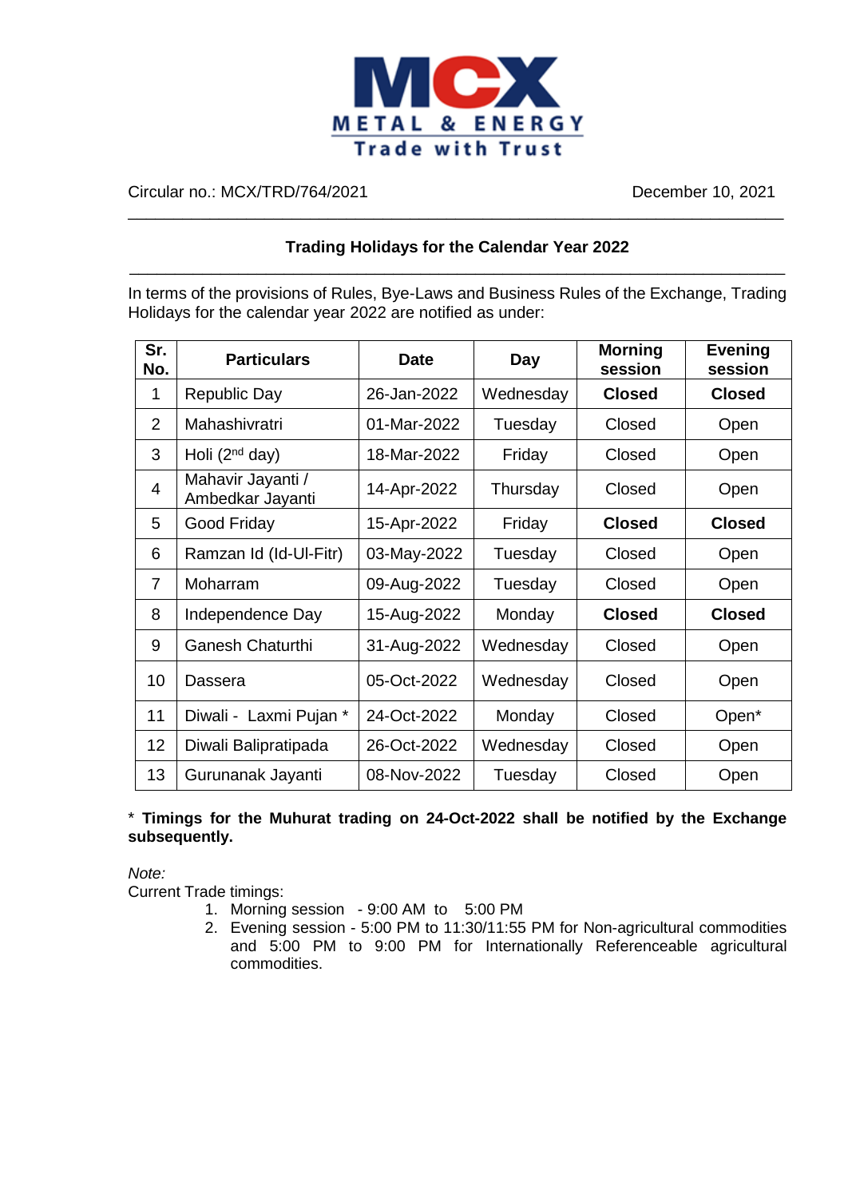# MCX

**METAL & ENERGY**

**Trade with Trust**

Circular no.: MCX/TRD/764/2021 December 10, 2021

## Trading Holidays for the Calendar Year 2022

In terms of the provisions of Rules, Bye-Laws and Business Rules of the Exchange, Trading Holidays for the calendar year 2022 are notified as under:

| Sr. No. | Particulars | Date | Day | Morning session | Evening session |
|---|---|---|---|---|---|
| 1 | Republic Day | 26-Jan-2022 | Wednesday | **Closed** | **Closed** |
| 2 | Mahashivratri | 01-Mar-2022 | Tuesday | Closed | Open |
| 3 | Holi (2nd day) | 18-Mar-2022 | Friday | Closed | Open |
| 4 | Mahavir Jayanti / Ambedkar Jayanti | 14-Apr-2022 | Thursday | Closed | Open |
| 5 | Good Friday | 15-Apr-2022 | Friday | **Closed** | **Closed** |
| 6 | Ramzan Id (Id-Ul-Fitr) | 03-May-2022 | Tuesday | Closed | Open |
| 7 | Moharram | 09-Aug-2022 | Tuesday | Closed | Open |
| 8 | Independence Day | 15-Aug-2022 | Monday | **Closed** | **Closed** |
| 9 | Ganesh Chaturthi | 31-Aug-2022 | Wednesday | Closed | Open |
| 10 | Dassera | 05-Oct-2022 | Wednesday | Closed | Open |
| 11 | Diwali - Laxmi Pujan * | 24-Oct-2022 | Monday | Closed | Open* |
| 12 | Diwali Balipratipada | 26-Oct-2022 | Wednesday | Closed | Open |
| 13 | Gurunanak Jayanti | 08-Nov-2022 | Tuesday | Closed | Open |

* **Timings for the Muhurat trading on 24-Oct-2022 shall be notified by the Exchange subsequently.**

*Note:*

Current Trade timings:

1. Morning session - 9:00 AM to 5:00 PM
2. Evening session - 5:00 PM to 11:30/11:55 PM for Non-agricultural commodities and 5:00 PM to 9:00 PM for Internationally Referenceable agricultural commodities.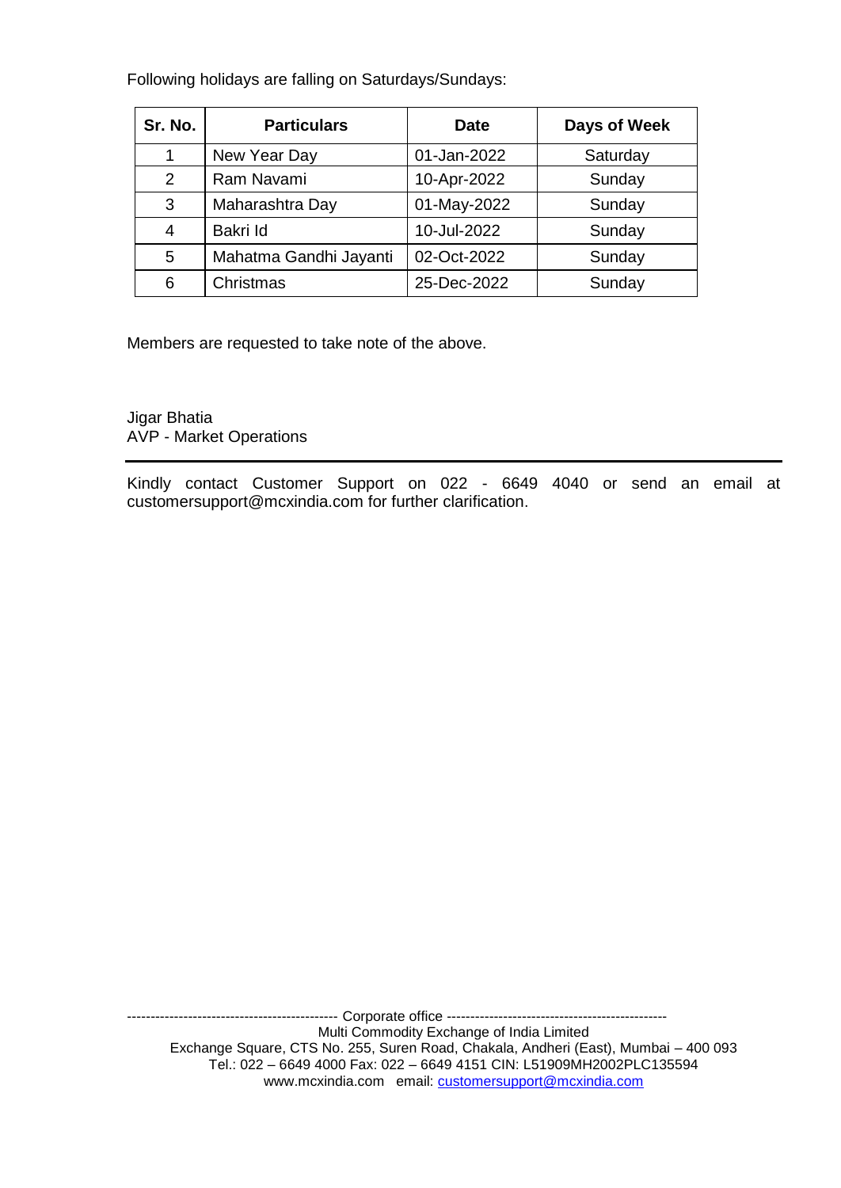Following holidays are falling on Saturdays/Sundays:

| Sr. No. | Particulars | Date | Days of Week |
|---|---|---|---|
| 1 | New Year Day | 01-Jan-2022 | Saturday |
| 2 | Ram Navami | 10-Apr-2022 | Sunday |
| 3 | Maharashtra Day | 01-May-2022 | Sunday |
| 4 | Bakri Id | 10-Jul-2022 | Sunday |
| 5 | Mahatma Gandhi Jayanti | 02-Oct-2022 | Sunday |
| 6 | Christmas | 25-Dec-2022 | Sunday |

Members are requested to take note of the above.

Jigar Bhatia
AVP - Market Operations

---

Kindly contact Customer Support on 022 - 6649 4040 or send an email at customersupport@mcxindia.com for further clarification.

-------------------------------------------- Corporate office --------------------------------------------
Multi Commodity Exchange of India Limited
Exchange Square, CTS No. 255, Suren Road, Chakala, Andheri (East), Mumbai – 400 093
Tel.: 022 – 6649 4000 Fax: 022 – 6649 4151 CIN: L51909MH2002PLC135594
www.mcxindia.com email: customersupport@mcxindia.com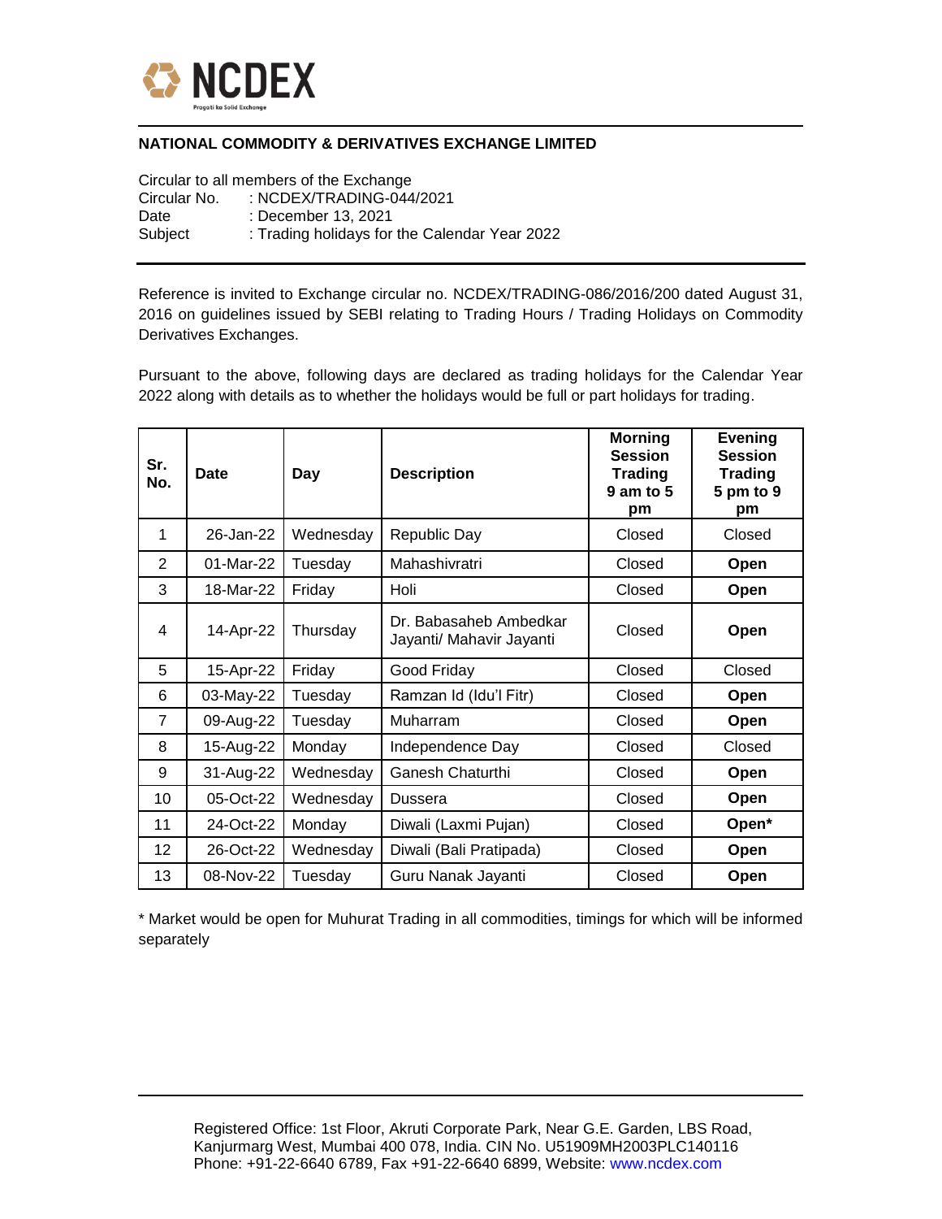NCDEX

Pragati ka Solid Exchange

**NATIONAL COMMODITY & DERIVATIVES EXCHANGE LIMITED**

Circular to all members of the Exchange
Circular No. : NCDEX/TRADING-044/2021
Date : December 13, 2021
Subject : Trading holidays for the Calendar Year 2022

Reference is invited to Exchange circular no. NCDEX/TRADING-086/2016/200 dated August 31, 2016 on guidelines issued by SEBI relating to Trading Hours / Trading Holidays on Commodity Derivatives Exchanges.

Pursuant to the above, following days are declared as trading holidays for the Calendar Year 2022 along with details as to whether the holidays would be full or part holidays for trading.

| Sr. No. | Date | Day | Description | Morning Session Trading 9 am to 5 pm | Evening Session Trading 5 pm to 9 pm |
|---|---|---|---|---|---|
| 1 | 26-Jan-22 | Wednesday | Republic Day | Closed | Closed |
| 2 | 01-Mar-22 | Tuesday | Mahashivratri | Closed | **Open** |
| 3 | 18-Mar-22 | Friday | Holi | Closed | **Open** |
| 4 | 14-Apr-22 | Thursday | Dr. Babasaheb Ambedkar Jayanti/ Mahavir Jayanti | Closed | **Open** |
| 5 | 15-Apr-22 | Friday | Good Friday | Closed | Closed |
| 6 | 03-May-22 | Tuesday | Ramzan Id (Idu'l Fitr) | Closed | **Open** |
| 7 | 09-Aug-22 | Tuesday | Muharram | Closed | **Open** |
| 8 | 15-Aug-22 | Monday | Independence Day | Closed | Closed |
| 9 | 31-Aug-22 | Wednesday | Ganesh Chaturthi | Closed | **Open** |
| 10 | 05-Oct-22 | Wednesday | Dussera | Closed | **Open** |
| 11 | 24-Oct-22 | Monday | Diwali (Laxmi Pujan) | Closed | **Open*** |
| 12 | 26-Oct-22 | Wednesday | Diwali (Bali Pratipada) | Closed | **Open** |
| 13 | 08-Nov-22 | Tuesday | Guru Nanak Jayanti | Closed | **Open** |

* Market would be open for Muhurat Trading in all commodities, timings for which will be informed separately

Registered Office: 1st Floor, Akruti Corporate Park, Near G.E. Garden, LBS Road, Kanjurmarg West, Mumbai 400 078, India. CIN No. U51909MH2003PLC140116
Phone: +91-22-6640 6789, Fax +91-22-6640 6899, Website: www.ncdex.com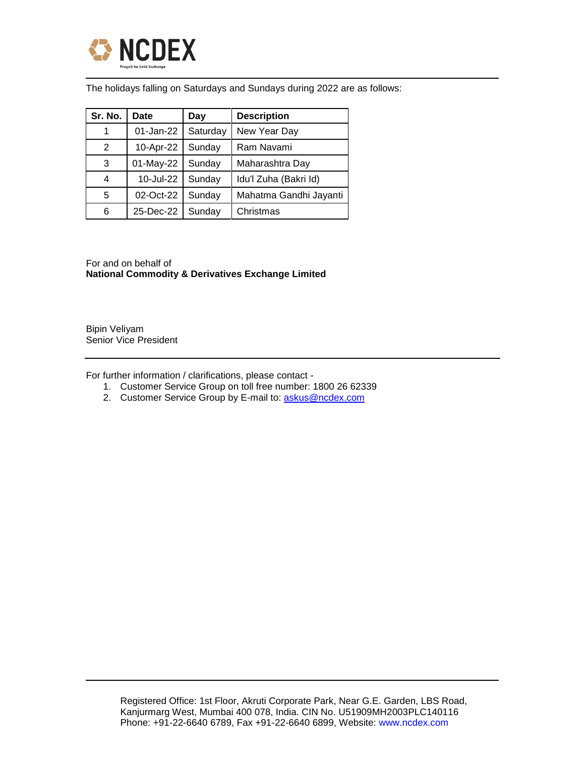The holidays falling on Saturdays and Sundays during 2022 are as follows:

| Sr. No. | Date | Day | Description |
|---|---|---|---|
| 1 | 01-Jan-22 | Saturday | New Year Day |
| 2 | 10-Apr-22 | Sunday | Ram Navami |
| 3 | 01-May-22 | Sunday | Maharashtra Day |
| 4 | 10-Jul-22 | Sunday | Idu'l Zuha (Bakri Id) |
| 5 | 02-Oct-22 | Sunday | Mahatma Gandhi Jayanti |
| 6 | 25-Dec-22 | Sunday | Christmas |

For and on behalf of
**National Commodity & Derivatives Exchange Limited**

Bipin Veliyam
Senior Vice President

For further information / clarifications, please contact -

1. Customer Service Group on toll free number: 1800 26 62339
2. Customer Service Group by E-mail to: askus@ncdex.com

Registered Office: 1st Floor, Akruti Corporate Park, Near G.E. Garden, LBS Road, Kanjurmarg West, Mumbai 400 078, India. CIN No. U51909MH2003PLC140116
Phone: +91-22-6640 6789, Fax +91-22-6640 6899, Website: www.ncdex.com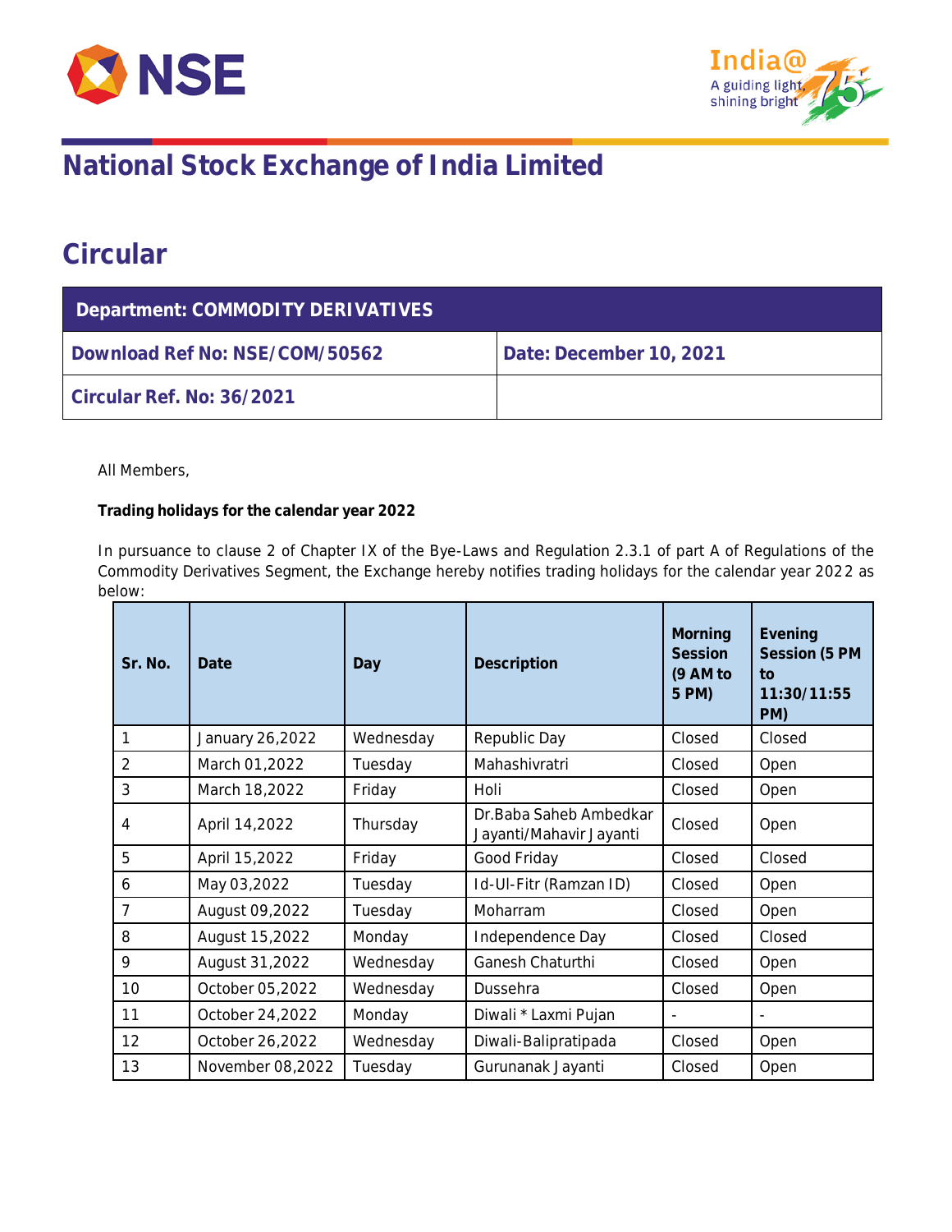# National Stock Exchange of India Limited

# Circular

| Department: COMMODITY DERIVATIVES | |
|---|---|
| **Download Ref No: NSE/COM/50562** | **Date: December 10, 2021** |
| **Circular Ref. No: 36/2021** | |

All Members,

**Trading holidays for the calendar year 2022**

In pursuance to clause 2 of Chapter IX of the Bye-Laws and Regulation 2.3.1 of part A of Regulations of the Commodity Derivatives Segment, the Exchange hereby notifies trading holidays for the calendar year 2022 as below:

| Sr. No. | Date | Day | Description | Morning Session (9 AM to 5 PM) | Evening Session (5 PM to 11:30/11:55 PM) |
|---|---|---|---|---|---|
| 1 | January 26,2022 | Wednesday | Republic Day | Closed | Closed |
| 2 | March 01,2022 | Tuesday | Mahashivratri | Closed | Open |
| 3 | March 18,2022 | Friday | Holi | Closed | Open |
| 4 | April 14,2022 | Thursday | Dr.Baba Saheb Ambedkar Jayanti/Mahavir Jayanti | Closed | Open |
| 5 | April 15,2022 | Friday | Good Friday | Closed | Closed |
| 6 | May 03,2022 | Tuesday | Id-Ul-Fitr (Ramzan ID) | Closed | Open |
| 7 | August 09,2022 | Tuesday | Moharram | Closed | Open |
| 8 | August 15,2022 | Monday | Independence Day | Closed | Closed |
| 9 | August 31,2022 | Wednesday | Ganesh Chaturthi | Closed | Open |
| 10 | October 05,2022 | Wednesday | Dussehra | Closed | Open |
| 11 | October 24,2022 | Monday | Diwali * Laxmi Pujan | - | - |
| 12 | October 26,2022 | Wednesday | Diwali-Balipratipada | Closed | Open |
| 13 | November 08,2022 | Tuesday | Gurunanak Jayanti | Closed | Open |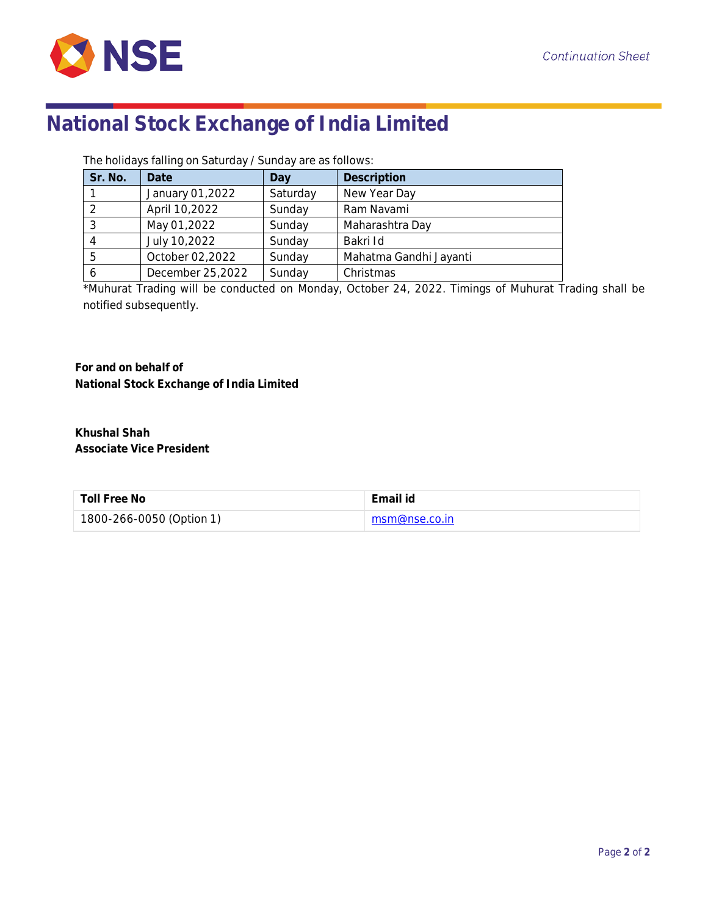# National Stock Exchange of India Limited

The holidays falling on Saturday / Sunday are as follows:

| Sr. No. | Date | Day | Description |
| --- | --- | --- | --- |
| 1 | January 01,2022 | Saturday | New Year Day |
| 2 | April 10,2022 | Sunday | Ram Navami |
| 3 | May 01,2022 | Sunday | Maharashtra Day |
| 4 | July 10,2022 | Sunday | Bakri Id |
| 5 | October 02,2022 | Sunday | Mahatma Gandhi Jayanti |
| 6 | December 25,2022 | Sunday | Christmas |

*Muhurat Trading will be conducted on Monday, October 24, 2022. Timings of Muhurat Trading shall be notified subsequently.

**For and on behalf of**
**National Stock Exchange of India Limited**

**Khushal Shah**
**Associate Vice President**

| Toll Free No | Email id |
| --- | --- |
| 1800-266-0050 (Option 1) | msm@nse.co.in |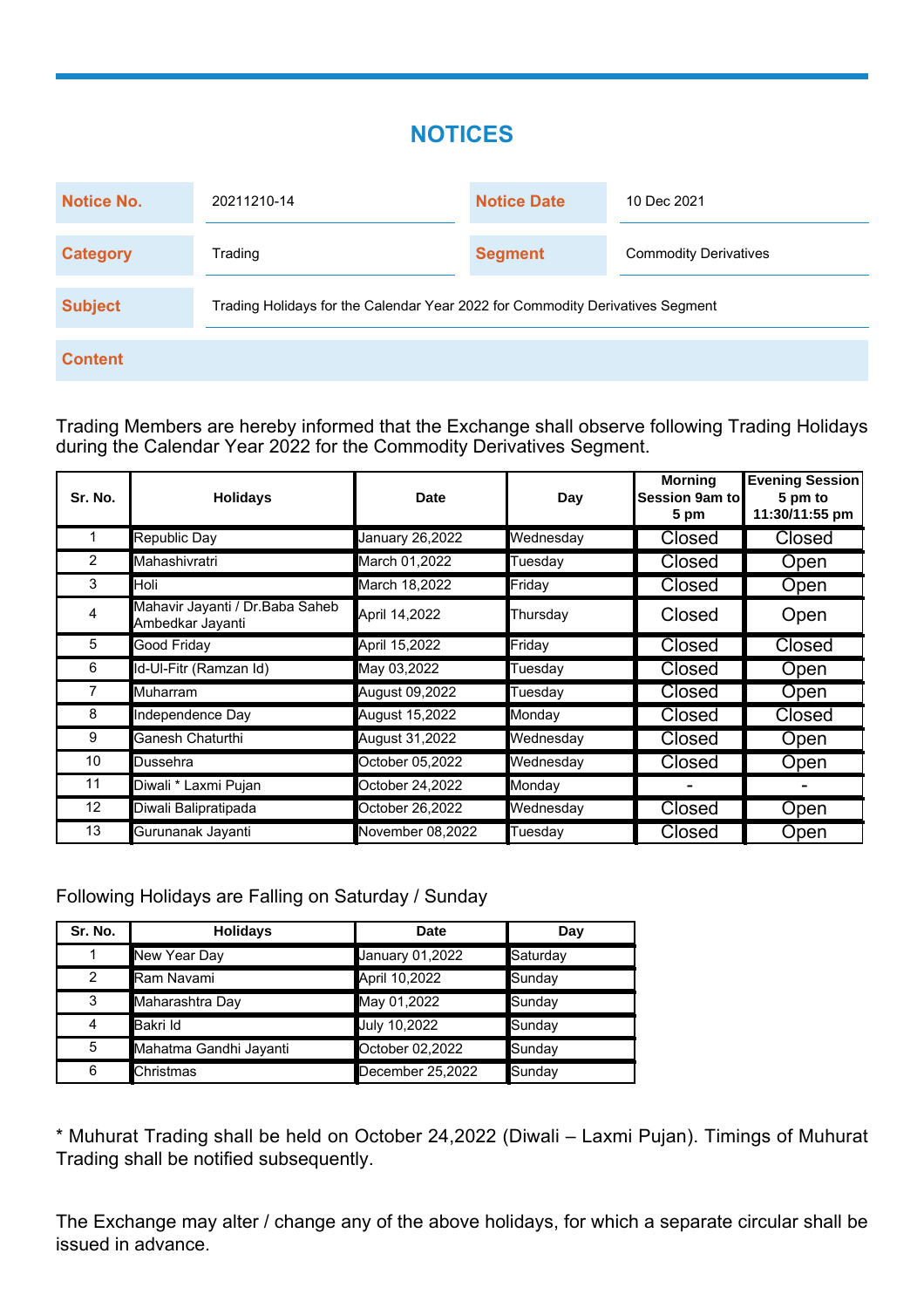# NOTICES

| Notice No. | 20211210-14 | Notice Date | 10 Dec 2021 |
|---|---|---|---|
| Category | Trading | Segment | Commodity Derivatives |
| Subject | Trading Holidays for the Calendar Year 2022 for Commodity Derivatives Segment | | |

**Content**

Trading Members are hereby informed that the Exchange shall observe following Trading Holidays during the Calendar Year 2022 for the Commodity Derivatives Segment.

| Sr. No. | Holidays | Date | Day | Morning Session 9am to 5 pm | Evening Session 5 pm to 11:30/11:55 pm |
|---|---|---|---|---|---|
| 1 | Republic Day | January 26,2022 | Wednesday | Closed | Closed |
| 2 | Mahashivratri | March 01,2022 | Tuesday | Closed | Open |
| 3 | Holi | March 18,2022 | Friday | Closed | Open |
| 4 | Mahavir Jayanti / Dr.Baba Saheb Ambedkar Jayanti | April 14,2022 | Thursday | Closed | Open |
| 5 | Good Friday | April 15,2022 | Friday | Closed | Closed |
| 6 | Id-Ul-Fitr (Ramzan Id) | May 03,2022 | Tuesday | Closed | Open |
| 7 | Muharram | August 09,2022 | Tuesday | Closed | Open |
| 8 | Independence Day | August 15,2022 | Monday | Closed | Closed |
| 9 | Ganesh Chaturthi | August 31,2022 | Wednesday | Closed | Open |
| 10 | Dussehra | October 05,2022 | Wednesday | Closed | Open |
| 11 | Diwali * Laxmi Pujan | October 24,2022 | Monday | - | - |
| 12 | Diwali Balipratipada | October 26,2022 | Wednesday | Closed | Open |
| 13 | Gurunanak Jayanti | November 08,2022 | Tuesday | Closed | Open |

Following Holidays are Falling on Saturday / Sunday

| Sr. No. | Holidays | Date | Day |
|---|---|---|---|
| 1 | New Year Day | January 01,2022 | Saturday |
| 2 | Ram Navami | April 10,2022 | Sunday |
| 3 | Maharashtra Day | May 01,2022 | Sunday |
| 4 | Bakri Id | July 10,2022 | Sunday |
| 5 | Mahatma Gandhi Jayanti | October 02,2022 | Sunday |
| 6 | Christmas | December 25,2022 | Sunday |

* Muhurat Trading shall be held on October 24,2022 (Diwali – Laxmi Pujan). Timings of Muhurat Trading shall be notified subsequently.

The Exchange may alter / change any of the above holidays, for which a separate circular shall be issued in advance.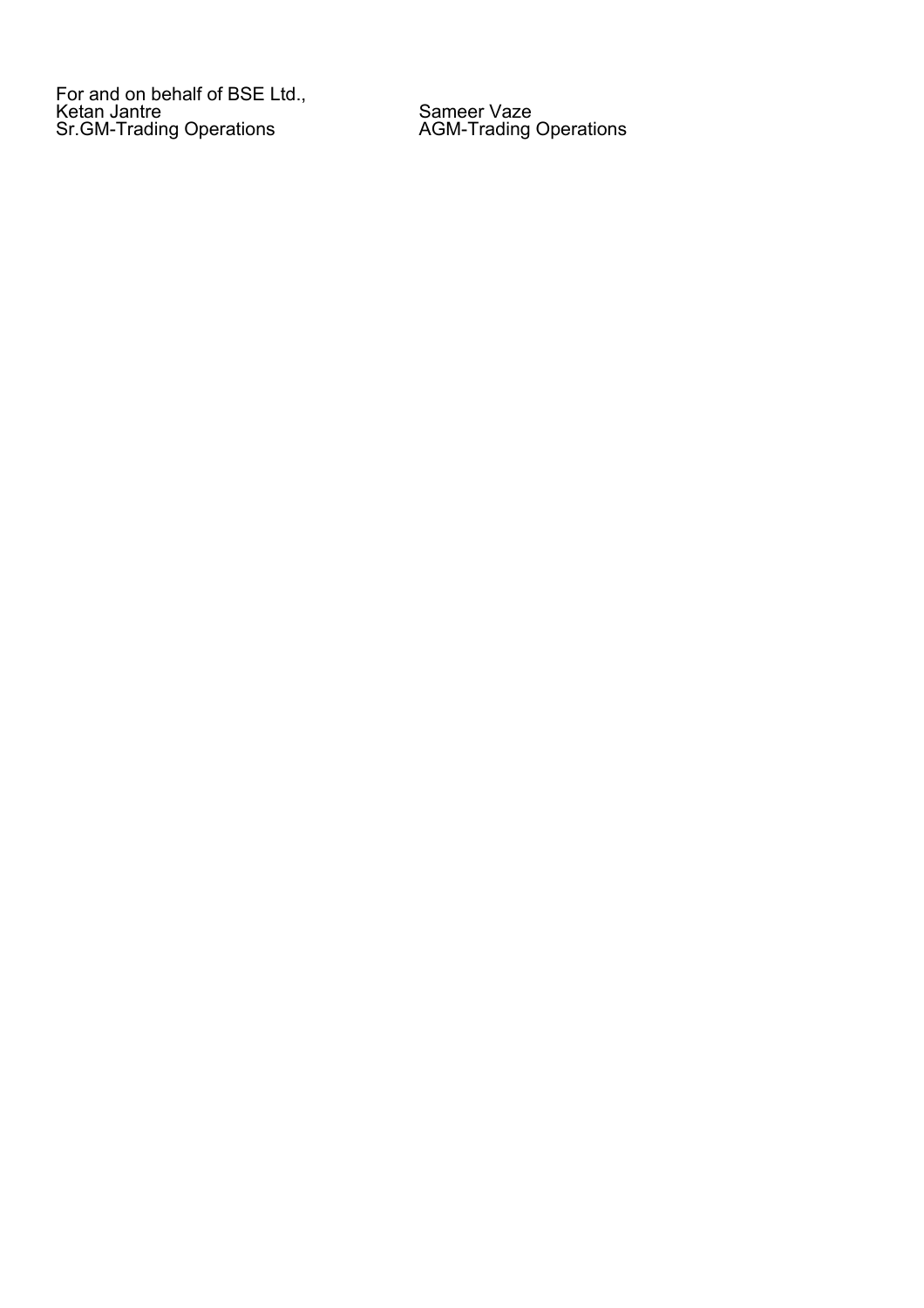For and on behalf of BSE Ltd.,

| | |
|---|---|
| Ketan Jantre | Sameer Vaze |
| Sr.GM-Trading Operations | AGM-Trading Operations |